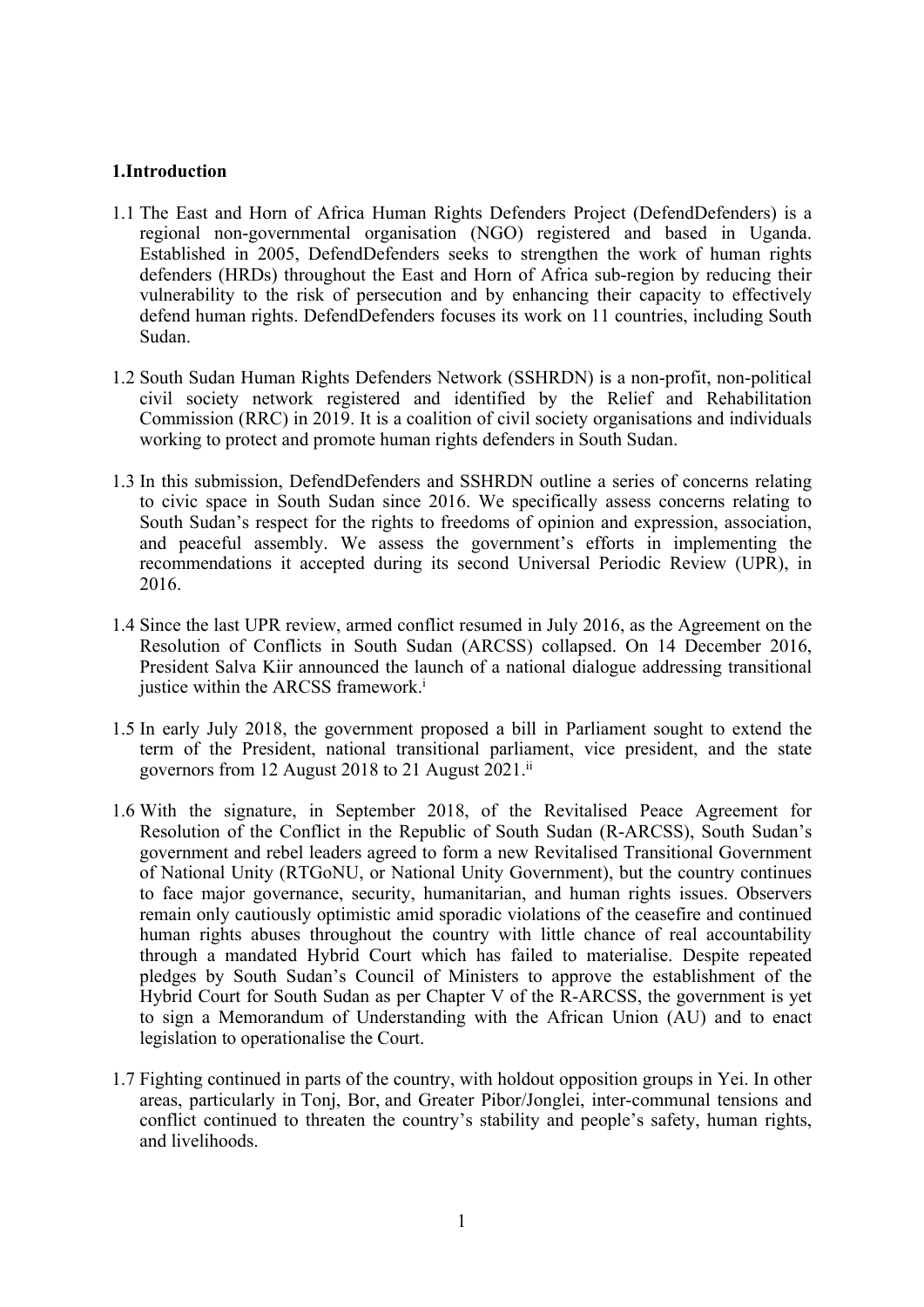# 1.Introduction

1.1 The East and Horn of Africa Human Rights Defenders Project (DefendDefenders) is a regional non-governmental organisation (NGO) registered and based in Uganda. Established in 2005, DefendDefenders seeks to strengthen the work of human rights defenders (HRDs) throughout the East and Horn of Africa sub-region by reducing their vulnerability to the risk of persecution and by enhancing their capacity to effectively defend human rights. DefendDefenders focuses its work on 11 countries, including South Sudan.

1.2 South Sudan Human Rights Defenders Network (SSHRDN) is a non-profit, non-political civil society network registered and identified by the Relief and Rehabilitation Commission (RRC) in 2019. It is a coalition of civil society organisations and individuals working to protect and promote human rights defenders in South Sudan.

1.3 In this submission, DefendDefenders and SSHRDN outline a series of concerns relating to civic space in South Sudan since 2016. We specifically assess concerns relating to South Sudan's respect for the rights to freedoms of opinion and expression, association, and peaceful assembly. We assess the government's efforts in implementing the recommendations it accepted during its second Universal Periodic Review (UPR), in 2016.

1.4 Since the last UPR review, armed conflict resumed in July 2016, as the Agreement on the Resolution of Conflicts in South Sudan (ARCSS) collapsed. On 14 December 2016, President Salva Kiir announced the launch of a national dialogue addressing transitional justice within the ARCSS framework.[i]

1.5 In early July 2018, the government proposed a bill in Parliament sought to extend the term of the President, national transitional parliament, vice president, and the state governors from 12 August 2018 to 21 August 2021.[ii]

1.6 With the signature, in September 2018, of the Revitalised Peace Agreement for Resolution of the Conflict in the Republic of South Sudan (R-ARCSS), South Sudan's government and rebel leaders agreed to form a new Revitalised Transitional Government of National Unity (RTGoNU, or National Unity Government), but the country continues to face major governance, security, humanitarian, and human rights issues. Observers remain only cautiously optimistic amid sporadic violations of the ceasefire and continued human rights abuses throughout the country with little chance of real accountability through a mandated Hybrid Court which has failed to materialise. Despite repeated pledges by South Sudan's Council of Ministers to approve the establishment of the Hybrid Court for South Sudan as per Chapter V of the R-ARCSS, the government is yet to sign a Memorandum of Understanding with the African Union (AU) and to enact legislation to operationalise the Court.

1.7 Fighting continued in parts of the country, with holdout opposition groups in Yei. In other areas, particularly in Tonj, Bor, and Greater Pibor/Jonglei, inter-communal tensions and conflict continued to threaten the country's stability and people's safety, human rights, and livelihoods.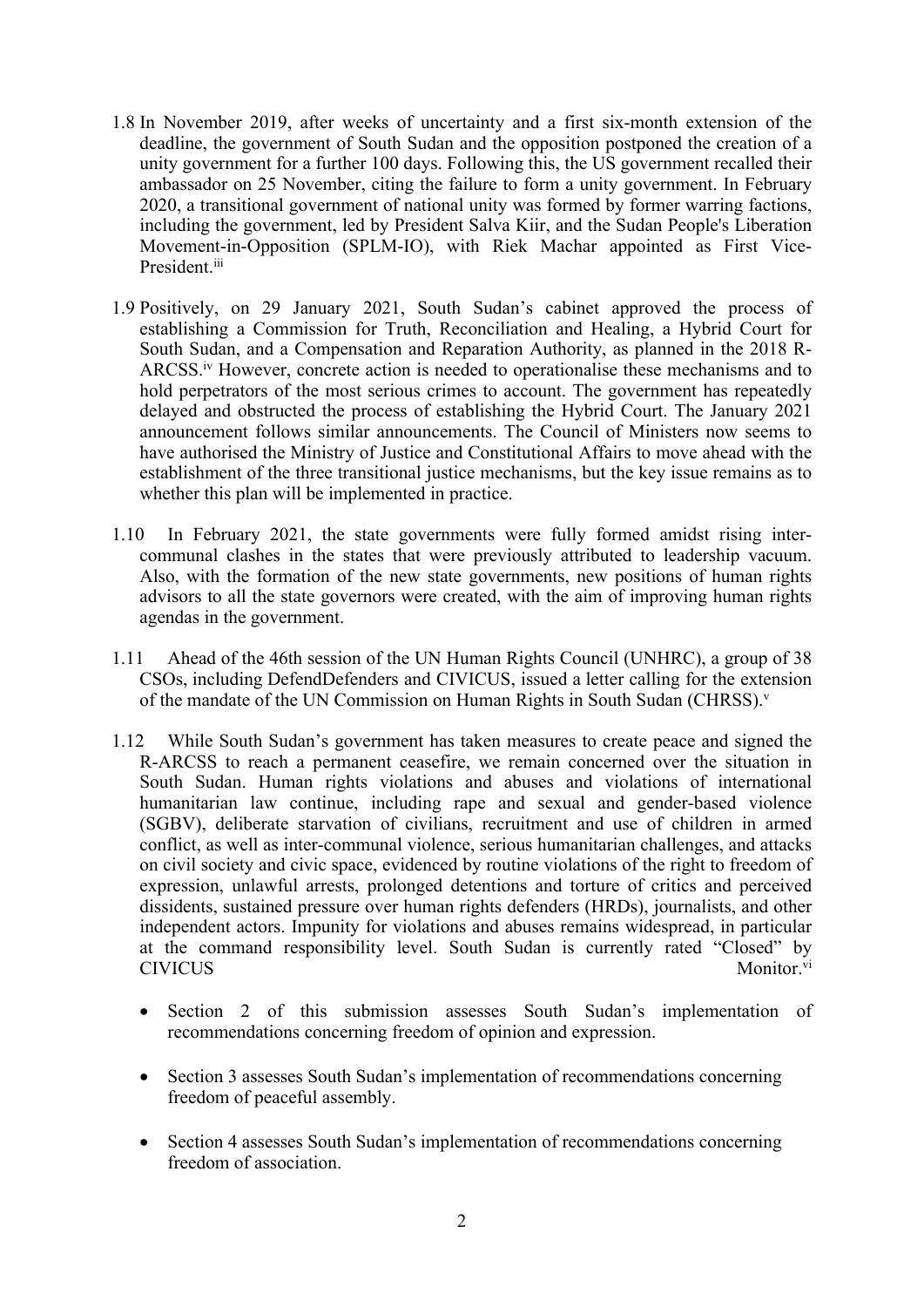1.8 In November 2019, after weeks of uncertainty and a first six-month extension of the deadline, the government of South Sudan and the opposition postponed the creation of a unity government for a further 100 days. Following this, the US government recalled their ambassador on 25 November, citing the failure to form a unity government. In February 2020, a transitional government of national unity was formed by former warring factions, including the government, led by President Salva Kiir, and the Sudan People's Liberation Movement-in-Opposition (SPLM-IO), with Riek Machar appointed as First Vice-President.[iii]

1.9 Positively, on 29 January 2021, South Sudan's cabinet approved the process of establishing a Commission for Truth, Reconciliation and Healing, a Hybrid Court for South Sudan, and a Compensation and Reparation Authority, as planned in the 2018 R-ARCSS.[iv] However, concrete action is needed to operationalise these mechanisms and to hold perpetrators of the most serious crimes to account. The government has repeatedly delayed and obstructed the process of establishing the Hybrid Court. The January 2021 announcement follows similar announcements. The Council of Ministers now seems to have authorised the Ministry of Justice and Constitutional Affairs to move ahead with the establishment of the three transitional justice mechanisms, but the key issue remains as to whether this plan will be implemented in practice.

1.10 In February 2021, the state governments were fully formed amidst rising inter-communal clashes in the states that were previously attributed to leadership vacuum. Also, with the formation of the new state governments, new positions of human rights advisors to all the state governors were created, with the aim of improving human rights agendas in the government.

1.11 Ahead of the 46th session of the UN Human Rights Council (UNHRC), a group of 38 CSOs, including DefendDefenders and CIVICUS, issued a letter calling for the extension of the mandate of the UN Commission on Human Rights in South Sudan (CHRSS).[v]

1.12 While South Sudan's government has taken measures to create peace and signed the R-ARCSS to reach a permanent ceasefire, we remain concerned over the situation in South Sudan. Human rights violations and abuses and violations of international humanitarian law continue, including rape and sexual and gender-based violence (SGBV), deliberate starvation of civilians, recruitment and use of children in armed conflict, as well as inter-communal violence, serious humanitarian challenges, and attacks on civil society and civic space, evidenced by routine violations of the right to freedom of expression, unlawful arrests, prolonged detentions and torture of critics and perceived dissidents, sustained pressure over human rights defenders (HRDs), journalists, and other independent actors. Impunity for violations and abuses remains widespread, in particular at the command responsibility level. South Sudan is currently rated "Closed" by CIVICUS Monitor.[vi]

- Section 2 of this submission assesses South Sudan's implementation of recommendations concerning freedom of opinion and expression.
- Section 3 assesses South Sudan's implementation of recommendations concerning freedom of peaceful assembly.
- Section 4 assesses South Sudan's implementation of recommendations concerning freedom of association.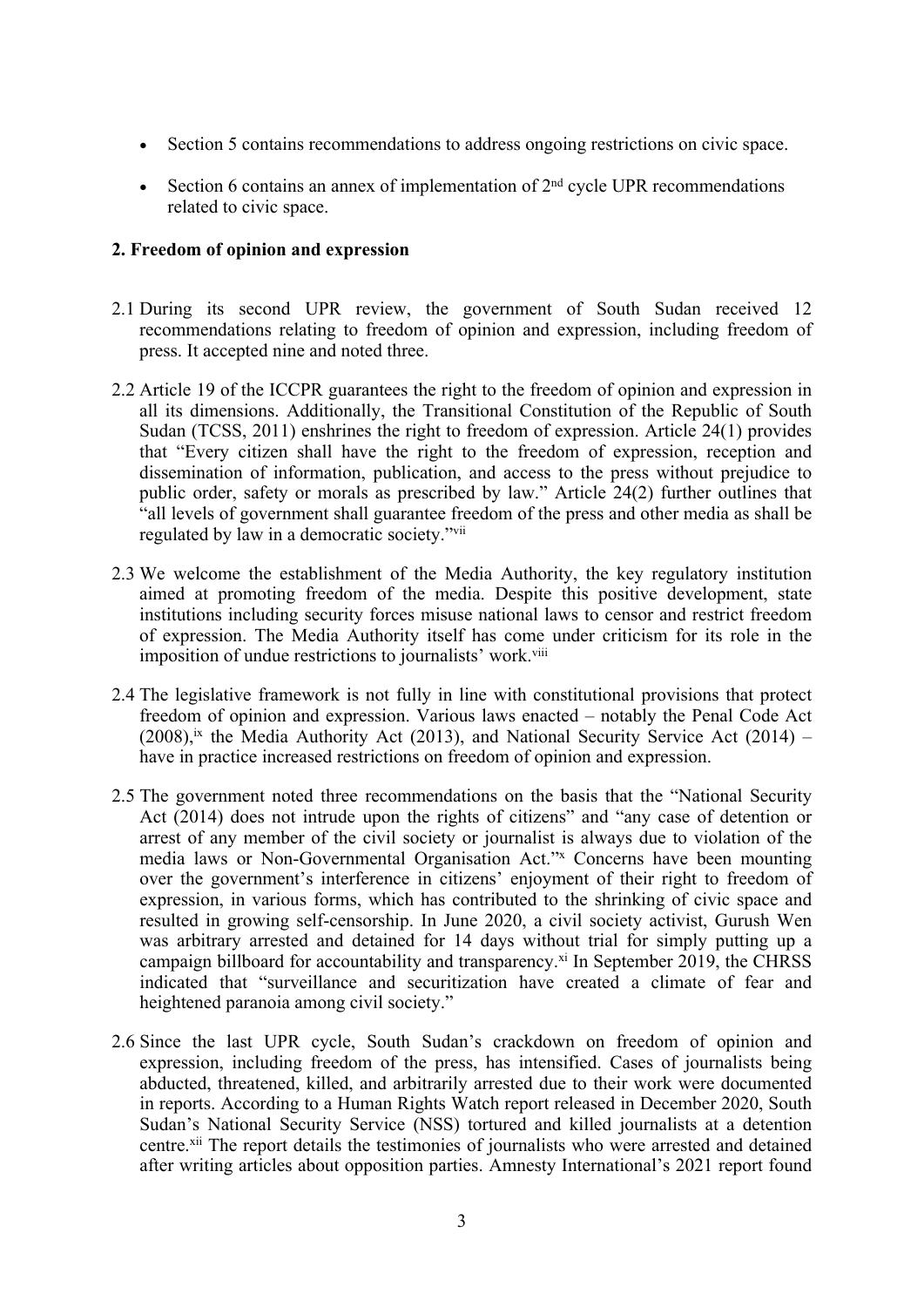- Section 5 contains recommendations to address ongoing restrictions on civic space.
- Section 6 contains an annex of implementation of 2nd cycle UPR recommendations related to civic space.

## 2. Freedom of opinion and expression

2.1 During its second UPR review, the government of South Sudan received 12 recommendations relating to freedom of opinion and expression, including freedom of press. It accepted nine and noted three.

2.2 Article 19 of the ICCPR guarantees the right to the freedom of opinion and expression in all its dimensions. Additionally, the Transitional Constitution of the Republic of South Sudan (TCSS, 2011) enshrines the right to freedom of expression. Article 24(1) provides that "Every citizen shall have the right to the freedom of expression, reception and dissemination of information, publication, and access to the press without prejudice to public order, safety or morals as prescribed by law." Article 24(2) further outlines that "all levels of government shall guarantee freedom of the press and other media as shall be regulated by law in a democratic society."[vii]

2.3 We welcome the establishment of the Media Authority, the key regulatory institution aimed at promoting freedom of the media. Despite this positive development, state institutions including security forces misuse national laws to censor and restrict freedom of expression. The Media Authority itself has come under criticism for its role in the imposition of undue restrictions to journalists' work.[viii]

2.4 The legislative framework is not fully in line with constitutional provisions that protect freedom of opinion and expression. Various laws enacted – notably the Penal Code Act (2008),[ix] the Media Authority Act (2013), and National Security Service Act (2014) – have in practice increased restrictions on freedom of opinion and expression.

2.5 The government noted three recommendations on the basis that the "National Security Act (2014) does not intrude upon the rights of citizens" and "any case of detention or arrest of any member of the civil society or journalist is always due to violation of the media laws or Non-Governmental Organisation Act."[x] Concerns have been mounting over the government's interference in citizens' enjoyment of their right to freedom of expression, in various forms, which has contributed to the shrinking of civic space and resulted in growing self-censorship. In June 2020, a civil society activist, Gurush Wen was arbitrary arrested and detained for 14 days without trial for simply putting up a campaign billboard for accountability and transparency.[xi] In September 2019, the CHRSS indicated that "surveillance and securitization have created a climate of fear and heightened paranoia among civil society."

2.6 Since the last UPR cycle, South Sudan's crackdown on freedom of opinion and expression, including freedom of the press, has intensified. Cases of journalists being abducted, threatened, killed, and arbitrarily arrested due to their work were documented in reports. According to a Human Rights Watch report released in December 2020, South Sudan's National Security Service (NSS) tortured and killed journalists at a detention centre.[xii] The report details the testimonies of journalists who were arrested and detained after writing articles about opposition parties. Amnesty International's 2021 report found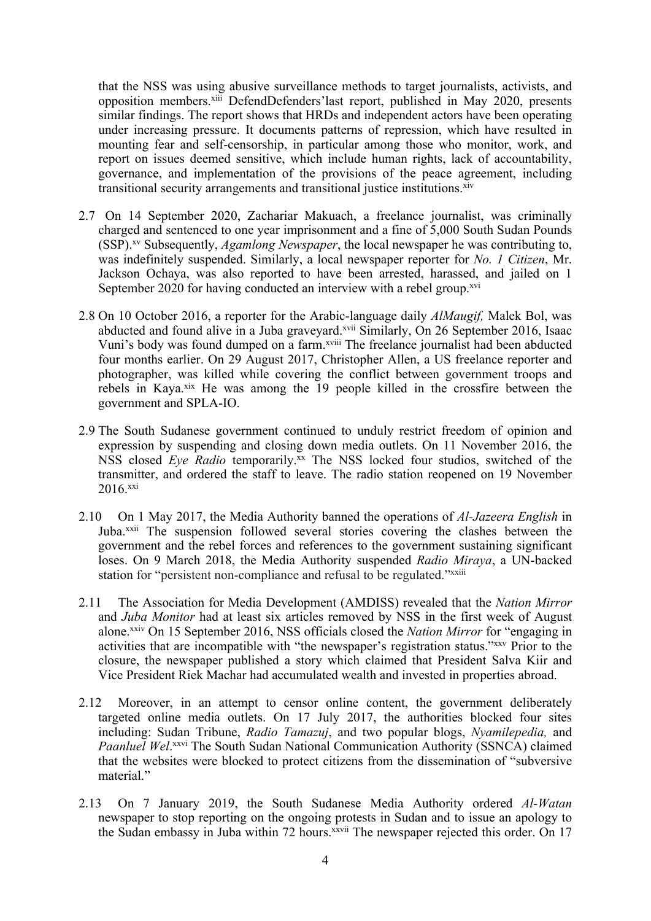that the NSS was using abusive surveillance methods to target journalists, activists, and opposition members.[xiii] DefendDefenders'last report, published in May 2020, presents similar findings. The report shows that HRDs and independent actors have been operating under increasing pressure. It documents patterns of repression, which have resulted in mounting fear and self-censorship, in particular among those who monitor, work, and report on issues deemed sensitive, which include human rights, lack of accountability, governance, and implementation of the provisions of the peace agreement, including transitional security arrangements and transitional justice institutions.[xiv]

2.7 On 14 September 2020, Zachariar Makuach, a freelance journalist, was criminally charged and sentenced to one year imprisonment and a fine of 5,000 South Sudan Pounds (SSP).[xv] Subsequently, *Agamlong Newspaper*, the local newspaper he was contributing to, was indefinitely suspended. Similarly, a local newspaper reporter for *No. 1 Citizen*, Mr. Jackson Ochaya, was also reported to have been arrested, harassed, and jailed on 1 September 2020 for having conducted an interview with a rebel group.[xvi]

2.8 On 10 October 2016, a reporter for the Arabic-language daily *AlMaugif,* Malek Bol, was abducted and found alive in a Juba graveyard.[xvii] Similarly, On 26 September 2016, Isaac Vuni's body was found dumped on a farm.[xviii] The freelance journalist had been abducted four months earlier. On 29 August 2017, Christopher Allen, a US freelance reporter and photographer, was killed while covering the conflict between government troops and rebels in Kaya.[xix] He was among the 19 people killed in the crossfire between the government and SPLA-IO.

2.9 The South Sudanese government continued to unduly restrict freedom of opinion and expression by suspending and closing down media outlets. On 11 November 2016, the NSS closed *Eye Radio* temporarily.[xx] The NSS locked four studios, switched of the transmitter, and ordered the staff to leave. The radio station reopened on 19 November 2016.[xxi]

2.10 On 1 May 2017, the Media Authority banned the operations of *Al-Jazeera English* in Juba.[xxii] The suspension followed several stories covering the clashes between the government and the rebel forces and references to the government sustaining significant loses. On 9 March 2018, the Media Authority suspended *Radio Miraya*, a UN-backed station for "persistent non-compliance and refusal to be regulated."[xxiii]

2.11 The Association for Media Development (AMDISS) revealed that the *Nation Mirror* and *Juba Monitor* had at least six articles removed by NSS in the first week of August alone.[xxiv] On 15 September 2016, NSS officials closed the *Nation Mirror* for "engaging in activities that are incompatible with "the newspaper's registration status."[xxv] Prior to the closure, the newspaper published a story which claimed that President Salva Kiir and Vice President Riek Machar had accumulated wealth and invested in properties abroad.

2.12 Moreover, in an attempt to censor online content, the government deliberately targeted online media outlets. On 17 July 2017, the authorities blocked four sites including: Sudan Tribune, *Radio Tamazuj*, and two popular blogs, *Nyamilepedia,* and *Paanluel Wel*.[xxvi] The South Sudan National Communication Authority (SSNCA) claimed that the websites were blocked to protect citizens from the dissemination of "subversive material."

2.13 On 7 January 2019, the South Sudanese Media Authority ordered *Al-Watan* newspaper to stop reporting on the ongoing protests in Sudan and to issue an apology to the Sudan embassy in Juba within 72 hours.[xxvii] The newspaper rejected this order. On 17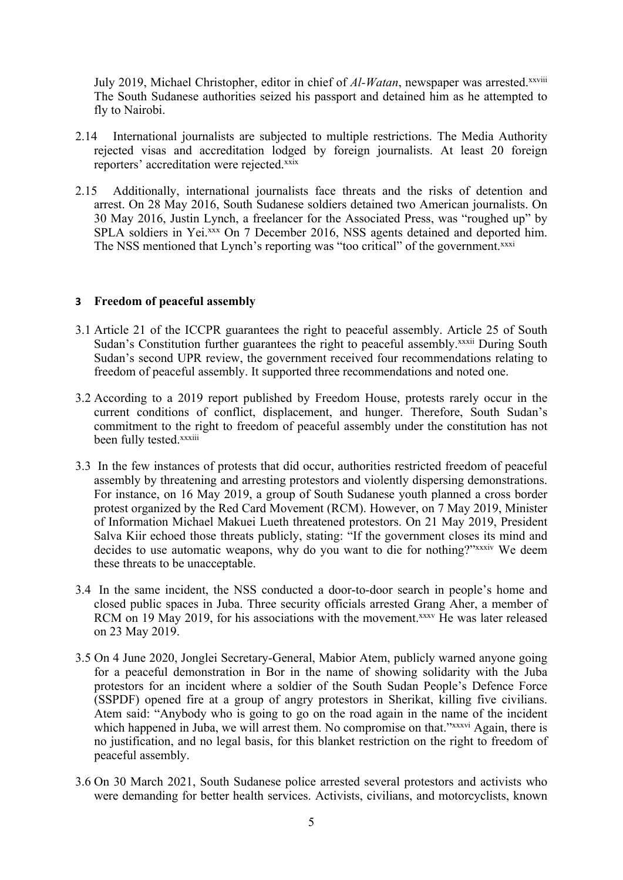July 2019, Michael Christopher, editor in chief of *Al-Watan*, newspaper was arrested.[xxviii] The South Sudanese authorities seized his passport and detained him as he attempted to fly to Nairobi.

2.14 International journalists are subjected to multiple restrictions. The Media Authority rejected visas and accreditation lodged by foreign journalists. At least 20 foreign reporters' accreditation were rejected.[xxix]

2.15 Additionally, international journalists face threats and the risks of detention and arrest. On 28 May 2016, South Sudanese soldiers detained two American journalists. On 30 May 2016, Justin Lynch, a freelancer for the Associated Press, was "roughed up" by SPLA soldiers in Yei.[xxx] On 7 December 2016, NSS agents detained and deported him. The NSS mentioned that Lynch's reporting was "too critical" of the government.[xxxi]

## 3 Freedom of peaceful assembly

3.1 Article 21 of the ICCPR guarantees the right to peaceful assembly. Article 25 of South Sudan's Constitution further guarantees the right to peaceful assembly.[xxxii] During South Sudan's second UPR review, the government received four recommendations relating to freedom of peaceful assembly. It supported three recommendations and noted one.

3.2 According to a 2019 report published by Freedom House, protests rarely occur in the current conditions of conflict, displacement, and hunger. Therefore, South Sudan's commitment to the right to freedom of peaceful assembly under the constitution has not been fully tested.[xxxiii]

3.3 In the few instances of protests that did occur, authorities restricted freedom of peaceful assembly by threatening and arresting protestors and violently dispersing demonstrations. For instance, on 16 May 2019, a group of South Sudanese youth planned a cross border protest organized by the Red Card Movement (RCM). However, on 7 May 2019, Minister of Information Michael Makuei Lueth threatened protestors. On 21 May 2019, President Salva Kiir echoed those threats publicly, stating: "If the government closes its mind and decides to use automatic weapons, why do you want to die for nothing?"[xxxiv] We deem these threats to be unacceptable.

3.4 In the same incident, the NSS conducted a door-to-door search in people's home and closed public spaces in Juba. Three security officials arrested Grang Aher, a member of RCM on 19 May 2019, for his associations with the movement.[xxxv] He was later released on 23 May 2019.

3.5 On 4 June 2020, Jonglei Secretary-General, Mabior Atem, publicly warned anyone going for a peaceful demonstration in Bor in the name of showing solidarity with the Juba protestors for an incident where a soldier of the South Sudan People's Defence Force (SSPDF) opened fire at a group of angry protestors in Sherikat, killing five civilians. Atem said: "Anybody who is going to go on the road again in the name of the incident which happened in Juba, we will arrest them. No compromise on that."[xxxvi] Again, there is no justification, and no legal basis, for this blanket restriction on the right to freedom of peaceful assembly.

3.6 On 30 March 2021, South Sudanese police arrested several protestors and activists who were demanding for better health services. Activists, civilians, and motorcyclists, known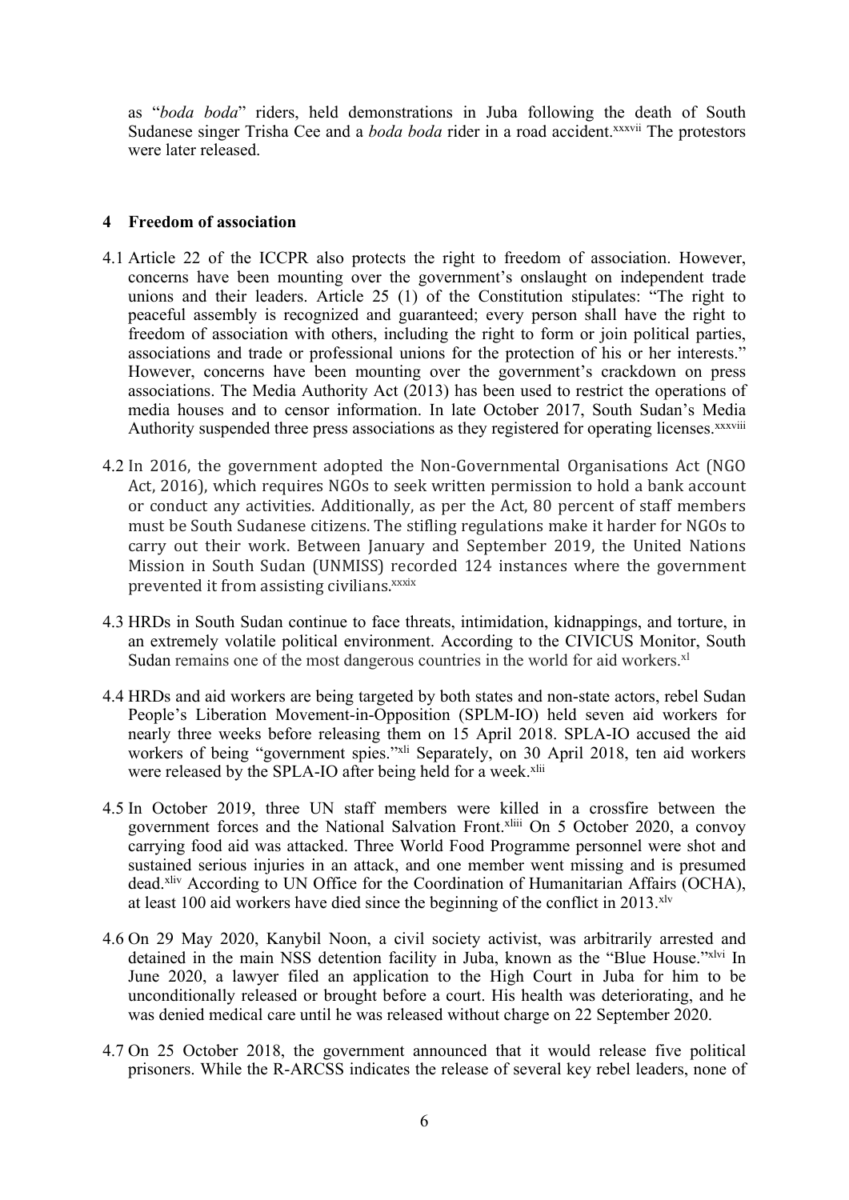as "*boda boda*" riders, held demonstrations in Juba following the death of South Sudanese singer Trisha Cee and a *boda boda* rider in a road accident.[xxxvii] The protestors were later released.

## 4 Freedom of association

4.1 Article 22 of the ICCPR also protects the right to freedom of association. However, concerns have been mounting over the government's onslaught on independent trade unions and their leaders. Article 25 (1) of the Constitution stipulates: "The right to peaceful assembly is recognized and guaranteed; every person shall have the right to freedom of association with others, including the right to form or join political parties, associations and trade or professional unions for the protection of his or her interests." However, concerns have been mounting over the government's crackdown on press associations. The Media Authority Act (2013) has been used to restrict the operations of media houses and to censor information. In late October 2017, South Sudan's Media Authority suspended three press associations as they registered for operating licenses.[xxxviii]

4.2 In 2016, the government adopted the Non-Governmental Organisations Act (NGO Act, 2016), which requires NGOs to seek written permission to hold a bank account or conduct any activities. Additionally, as per the Act, 80 percent of staff members must be South Sudanese citizens. The stifling regulations make it harder for NGOs to carry out their work. Between January and September 2019, the United Nations Mission in South Sudan (UNMISS) recorded 124 instances where the government prevented it from assisting civilians.[xxxix]

4.3 HRDs in South Sudan continue to face threats, intimidation, kidnappings, and torture, in an extremely volatile political environment. According to the CIVICUS Monitor, South Sudan remains one of the most dangerous countries in the world for aid workers.[xl]

4.4 HRDs and aid workers are being targeted by both states and non-state actors, rebel Sudan People's Liberation Movement-in-Opposition (SPLM-IO) held seven aid workers for nearly three weeks before releasing them on 15 April 2018. SPLA-IO accused the aid workers of being "government spies."[xli] Separately, on 30 April 2018, ten aid workers were released by the SPLA-IO after being held for a week.[xlii]

4.5 In October 2019, three UN staff members were killed in a crossfire between the government forces and the National Salvation Front.[xliii] On 5 October 2020, a convoy carrying food aid was attacked. Three World Food Programme personnel were shot and sustained serious injuries in an attack, and one member went missing and is presumed dead.[xliv] According to UN Office for the Coordination of Humanitarian Affairs (OCHA), at least 100 aid workers have died since the beginning of the conflict in 2013.[xlv]

4.6 On 29 May 2020, Kanybil Noon, a civil society activist, was arbitrarily arrested and detained in the main NSS detention facility in Juba, known as the "Blue House."[xlvi] In June 2020, a lawyer filed an application to the High Court in Juba for him to be unconditionally released or brought before a court. His health was deteriorating, and he was denied medical care until he was released without charge on 22 September 2020.

4.7 On 25 October 2018, the government announced that it would release five political prisoners. While the R-ARCSS indicates the release of several key rebel leaders, none of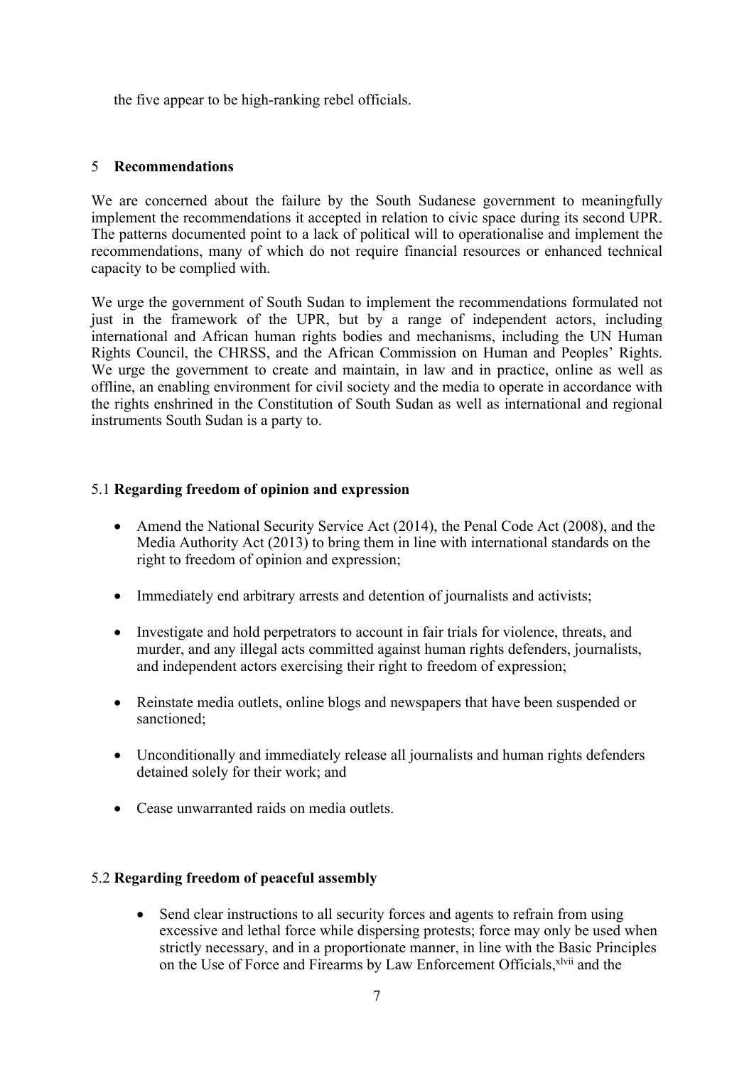the five appear to be high-ranking rebel officials.

## 5 Recommendations

We are concerned about the failure by the South Sudanese government to meaningfully implement the recommendations it accepted in relation to civic space during its second UPR. The patterns documented point to a lack of political will to operationalise and implement the recommendations, many of which do not require financial resources or enhanced technical capacity to be complied with.

We urge the government of South Sudan to implement the recommendations formulated not just in the framework of the UPR, but by a range of independent actors, including international and African human rights bodies and mechanisms, including the UN Human Rights Council, the CHRSS, and the African Commission on Human and Peoples' Rights. We urge the government to create and maintain, in law and in practice, online as well as offline, an enabling environment for civil society and the media to operate in accordance with the rights enshrined in the Constitution of South Sudan as well as international and regional instruments South Sudan is a party to.

### 5.1 Regarding freedom of opinion and expression

- Amend the National Security Service Act (2014), the Penal Code Act (2008), and the Media Authority Act (2013) to bring them in line with international standards on the right to freedom of opinion and expression;
- Immediately end arbitrary arrests and detention of journalists and activists;
- Investigate and hold perpetrators to account in fair trials for violence, threats, and murder, and any illegal acts committed against human rights defenders, journalists, and independent actors exercising their right to freedom of expression;
- Reinstate media outlets, online blogs and newspapers that have been suspended or sanctioned;
- Unconditionally and immediately release all journalists and human rights defenders detained solely for their work; and
- Cease unwarranted raids on media outlets.

### 5.2 Regarding freedom of peaceful assembly

- Send clear instructions to all security forces and agents to refrain from using excessive and lethal force while dispersing protests; force may only be used when strictly necessary, and in a proportionate manner, in line with the Basic Principles on the Use of Force and Firearms by Law Enforcement Officials,[xlvii] and the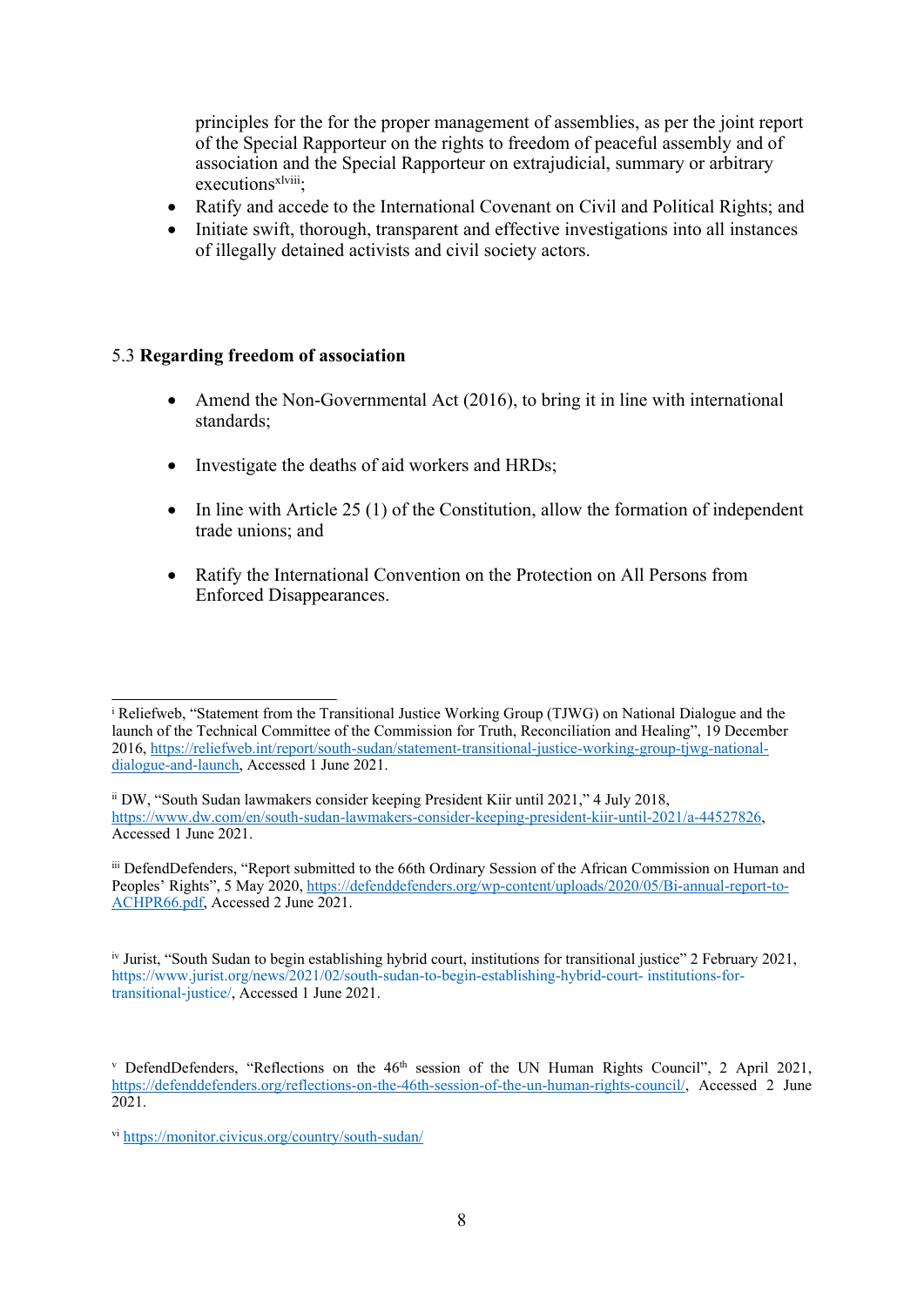principles for the for the proper management of assemblies, as per the joint report of the Special Rapporteur on the rights to freedom of peaceful assembly and of association and the Special Rapporteur on extrajudicial, summary or arbitrary executions[xlviii];

- Ratify and accede to the International Covenant on Civil and Political Rights; and
- Initiate swift, thorough, transparent and effective investigations into all instances of illegally detained activists and civil society actors.

### 5.3 Regarding freedom of association

- Amend the Non-Governmental Act (2016), to bring it in line with international standards;
- Investigate the deaths of aid workers and HRDs;
- In line with Article 25 (1) of the Constitution, allow the formation of independent trade unions; and
- Ratify the International Convention on the Protection on All Persons from Enforced Disappearances.

---

[i] Reliefweb, "Statement from the Transitional Justice Working Group (TJWG) on National Dialogue and the launch of the Technical Committee of the Commission for Truth, Reconciliation and Healing", 19 December 2016, https://reliefweb.int/report/south-sudan/statement-transitional-justice-working-group-tjwg-national-dialogue-and-launch, Accessed 1 June 2021.

[ii] DW, "South Sudan lawmakers consider keeping President Kiir until 2021," 4 July 2018, https://www.dw.com/en/south-sudan-lawmakers-consider-keeping-president-kiir-until-2021/a-44527826, Accessed 1 June 2021.

[iii] DefendDefenders, "Report submitted to the 66th Ordinary Session of the African Commission on Human and Peoples' Rights", 5 May 2020, https://defenddefenders.org/wp-content/uploads/2020/05/Bi-annual-report-to-ACHPR66.pdf, Accessed 2 June 2021.

[iv] Jurist, "South Sudan to begin establishing hybrid court, institutions for transitional justice" 2 February 2021, https://www.jurist.org/news/2021/02/south-sudan-to-begin-establishing-hybrid-court- institutions-for-transitional-justice/, Accessed 1 June 2021.

[v] DefendDefenders, "Reflections on the 46th session of the UN Human Rights Council", 2 April 2021, https://defenddefenders.org/reflections-on-the-46th-session-of-the-un-human-rights-council/, Accessed 2 June 2021.

[vi] https://monitor.civicus.org/country/south-sudan/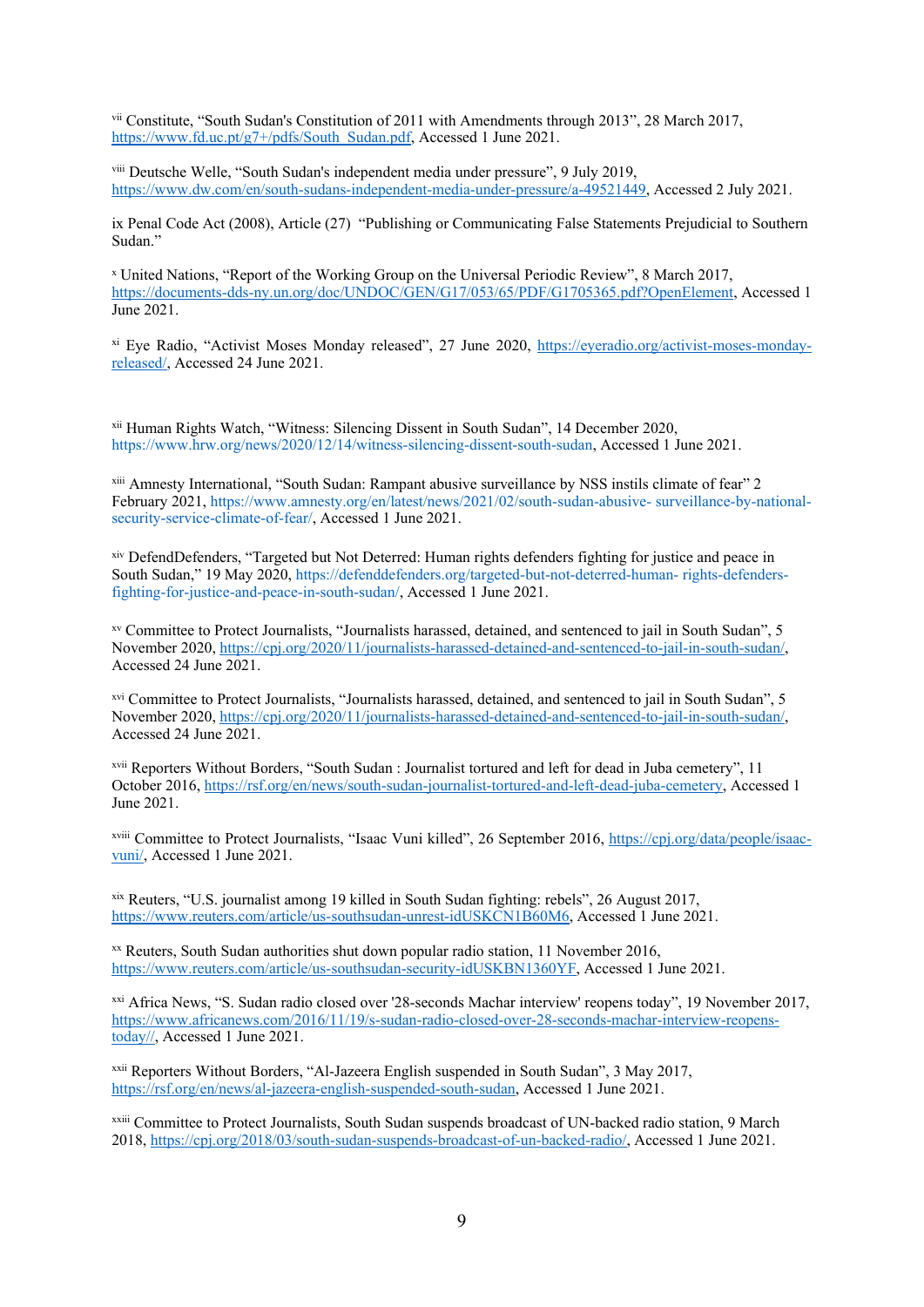[vii] Constitute, "South Sudan's Constitution of 2011 with Amendments through 2013", 28 March 2017, https://www.fd.uc.pt/g7+/pdfs/South_Sudan.pdf, Accessed 1 June 2021.

[viii] Deutsche Welle, "South Sudan's independent media under pressure", 9 July 2019, https://www.dw.com/en/south-sudans-independent-media-under-pressure/a-49521449, Accessed 2 July 2021.

ix Penal Code Act (2008), Article (27) "Publishing or Communicating False Statements Prejudicial to Southern Sudan."

[x] United Nations, "Report of the Working Group on the Universal Periodic Review", 8 March 2017, https://documents-dds-ny.un.org/doc/UNDOC/GEN/G17/053/65/PDF/G1705365.pdf?OpenElement, Accessed 1 June 2021.

[xi] Eye Radio, "Activist Moses Monday released", 27 June 2020, https://eyeradio.org/activist-moses-monday-released/, Accessed 24 June 2021.

[xii] Human Rights Watch, "Witness: Silencing Dissent in South Sudan", 14 December 2020, https://www.hrw.org/news/2020/12/14/witness-silencing-dissent-south-sudan, Accessed 1 June 2021.

[xiii] Amnesty International, "South Sudan: Rampant abusive surveillance by NSS instils climate of fear" 2 February 2021, https://www.amnesty.org/en/latest/news/2021/02/south-sudan-abusive- surveillance-by-national-security-service-climate-of-fear/, Accessed 1 June 2021.

[xiv] DefendDefenders, "Targeted but Not Deterred: Human rights defenders fighting for justice and peace in South Sudan," 19 May 2020, https://defenddefenders.org/targeted-but-not-deterred-human- rights-defenders-fighting-for-justice-and-peace-in-south-sudan/, Accessed 1 June 2021.

[xv] Committee to Protect Journalists, "Journalists harassed, detained, and sentenced to jail in South Sudan", 5 November 2020, https://cpj.org/2020/11/journalists-harassed-detained-and-sentenced-to-jail-in-south-sudan/, Accessed 24 June 2021.

[xvi] Committee to Protect Journalists, "Journalists harassed, detained, and sentenced to jail in South Sudan", 5 November 2020, https://cpj.org/2020/11/journalists-harassed-detained-and-sentenced-to-jail-in-south-sudan/, Accessed 24 June 2021.

[xvii] Reporters Without Borders, "South Sudan : Journalist tortured and left for dead in Juba cemetery", 11 October 2016, https://rsf.org/en/news/south-sudan-journalist-tortured-and-left-dead-juba-cemetery, Accessed 1 June 2021.

[xviii] Committee to Protect Journalists, "Isaac Vuni killed", 26 September 2016, https://cpj.org/data/people/isaac-vuni/, Accessed 1 June 2021.

[xix] Reuters, "U.S. journalist among 19 killed in South Sudan fighting: rebels", 26 August 2017, https://www.reuters.com/article/us-southsudan-unrest-idUSKCN1B60M6, Accessed 1 June 2021.

[xx] Reuters, South Sudan authorities shut down popular radio station, 11 November 2016, https://www.reuters.com/article/us-southsudan-security-idUSKBN1360YF, Accessed 1 June 2021.

[xxi] Africa News, "S. Sudan radio closed over '28-seconds Machar interview' reopens today", 19 November 2017, https://www.africanews.com/2016/11/19/s-sudan-radio-closed-over-28-seconds-machar-interview-reopens-today//, Accessed 1 June 2021.

[xxii] Reporters Without Borders, "Al-Jazeera English suspended in South Sudan", 3 May 2017, https://rsf.org/en/news/al-jazeera-english-suspended-south-sudan, Accessed 1 June 2021.

[xxiii] Committee to Protect Journalists, South Sudan suspends broadcast of UN-backed radio station, 9 March 2018, https://cpj.org/2018/03/south-sudan-suspends-broadcast-of-un-backed-radio/, Accessed 1 June 2021.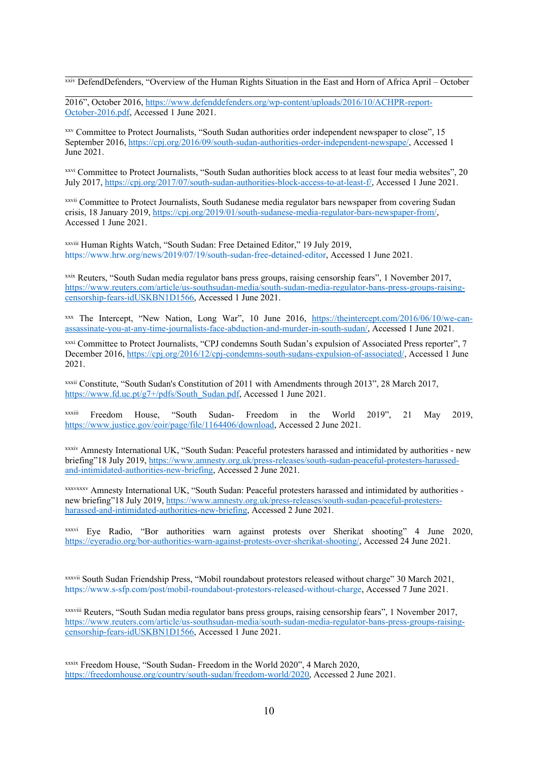[xxiv] DefendDefenders, “Overview of the Human Rights Situation in the East and Horn of Africa April – October 2016”, October 2016, https://www.defenddefenders.org/wp-content/uploads/2016/10/ACHPR-report-October-2016.pdf, Accessed 1 June 2021.

[xxv] Committee to Protect Journalists, “South Sudan authorities order independent newspaper to close”, 15 September 2016, https://cpj.org/2016/09/south-sudan-authorities-order-independent-newspaper/, Accessed 1 June 2021.

[xxvi] Committee to Protect Journalists, “South Sudan authorities block access to at least four media websites”, 20 July 2017, https://cpj.org/2017/07/south-sudan-authorities-block-access-to-at-least-f/, Accessed 1 June 2021.

[xxvii] Committee to Protect Journalists, South Sudanese media regulator bars newspaper from covering Sudan crisis, 18 January 2019, https://cpj.org/2019/01/south-sudanese-media-regulator-bars-newspaper-from/, Accessed 1 June 2021.

[xxviii] Human Rights Watch, “South Sudan: Free Detained Editor,” 19 July 2019, https://www.hrw.org/news/2019/07/19/south-sudan-free-detained-editor, Accessed 1 June 2021.

[xxix] Reuters, “South Sudan media regulator bans press groups, raising censorship fears”, 1 November 2017, https://www.reuters.com/article/us-southsudan-media/south-sudan-media-regulator-bans-press-groups-raising-censorship-fears-idUSKBN1D1566, Accessed 1 June 2021.

[xxx] The Intercept, “New Nation, Long War”, 10 June 2016, https://theintercept.com/2016/06/10/we-can-assassinate-you-at-any-time-journalists-face-abduction-and-murder-in-south-sudan/, Accessed 1 June 2021.

[xxxi] Committee to Protect Journalists, “CPJ condemns South Sudan’s expulsion of Associated Press reporter”, 7 December 2016, https://cpj.org/2016/12/cpj-condemns-south-sudans-expulsion-of-associated/, Accessed 1 June 2021.

[xxxii] Constitute, “South Sudan's Constitution of 2011 with Amendments through 2013”, 28 March 2017, https://www.fd.uc.pt/g7+/pdfs/South_Sudan.pdf, Accessed 1 June 2021.

[xxxiii] Freedom House, “South Sudan- Freedom in the World 2019”, 21 May 2019, https://www.justice.gov/eoir/page/file/1164406/download, Accessed 2 June 2021.

[xxxiv] Amnesty International UK, “South Sudan: Peaceful protesters harassed and intimidated by authorities - new briefing”18 July 2019, https://www.amnesty.org.uk/press-releases/south-sudan-peaceful-protesters-harassed-and-intimidated-authorities-new-briefing, Accessed 2 June 2021.

[xxxvxxxv] Amnesty International UK, “South Sudan: Peaceful protesters harassed and intimidated by authorities - new briefing”18 July 2019, https://www.amnesty.org.uk/press-releases/south-sudan-peaceful-protesters-harassed-and-intimidated-authorities-new-briefing, Accessed 2 June 2021.

[xxxvi] Eye Radio, “Bor authorities warn against protests over Sherikat shooting” 4 June 2020, https://eyeradio.org/bor-authorities-warn-against-protests-over-sherikat-shooting/, Accessed 24 June 2021.

[xxxvii] South Sudan Friendship Press, “Mobil roundabout protestors released without charge” 30 March 2021, https://www.s-sfp.com/post/mobil-roundabout-protestors-released-without-charge, Accessed 7 June 2021.

[xxxviii] Reuters, “South Sudan media regulator bans press groups, raising censorship fears”, 1 November 2017, https://www.reuters.com/article/us-southsudan-media/south-sudan-media-regulator-bans-press-groups-raising-censorship-fears-idUSKBN1D1566, Accessed 1 June 2021.

[xxxix] Freedom House, “South Sudan- Freedom in the World 2020”, 4 March 2020, https://freedomhouse.org/country/south-sudan/freedom-world/2020, Accessed 2 June 2021.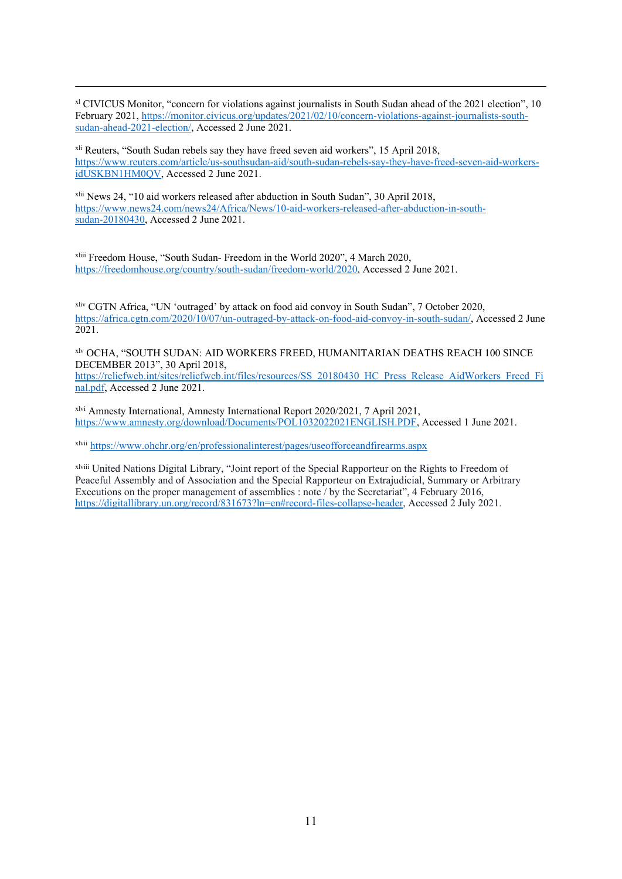[xl] CIVICUS Monitor, “concern for violations against journalists in South Sudan ahead of the 2021 election”, 10 February 2021, https://monitor.civicus.org/updates/2021/02/10/concern-violations-against-journalists-south-sudan-ahead-2021-election/, Accessed 2 June 2021.

[xli] Reuters, “South Sudan rebels say they have freed seven aid workers”, 15 April 2018, https://www.reuters.com/article/us-southsudan-aid/south-sudan-rebels-say-they-have-freed-seven-aid-workers-idUSKBN1HM0QV, Accessed 2 June 2021.

[xlii] News 24, “10 aid workers released after abduction in South Sudan”, 30 April 2018, https://www.news24.com/news24/Africa/News/10-aid-workers-released-after-abduction-in-south-sudan-20180430, Accessed 2 June 2021.

[xliii] Freedom House, “South Sudan- Freedom in the World 2020”, 4 March 2020, https://freedomhouse.org/country/south-sudan/freedom-world/2020, Accessed 2 June 2021.

[xliv] CGTN Africa, “UN ‘outraged’ by attack on food aid convoy in South Sudan”, 7 October 2020, https://africa.cgtn.com/2020/10/07/un-outraged-by-attack-on-food-aid-convoy-in-south-sudan/, Accessed 2 June 2021.

[xlv] OCHA, “SOUTH SUDAN: AID WORKERS FREED, HUMANITARIAN DEATHS REACH 100 SINCE DECEMBER 2013”, 30 April 2018, https://reliefweb.int/sites/reliefweb.int/files/resources/SS_20180430_HC_Press_Release_AidWorkers_Freed_Final.pdf, Accessed 2 June 2021.

[xlvi] Amnesty International, Amnesty International Report 2020/2021, 7 April 2021, https://www.amnesty.org/download/Documents/POL1032022021ENGLISH.PDF, Accessed 1 June 2021.

[xlvii] https://www.ohchr.org/en/professionalinterest/pages/useofforceandfirearms.aspx

[xlviii] United Nations Digital Library, “Joint report of the Special Rapporteur on the Rights to Freedom of Peaceful Assembly and of Association and the Special Rapporteur on Extrajudicial, Summary or Arbitrary Executions on the proper management of assemblies : note / by the Secretariat”, 4 February 2016, https://digitallibrary.un.org/record/831673?ln=en#record-files-collapse-header, Accessed 2 July 2021.